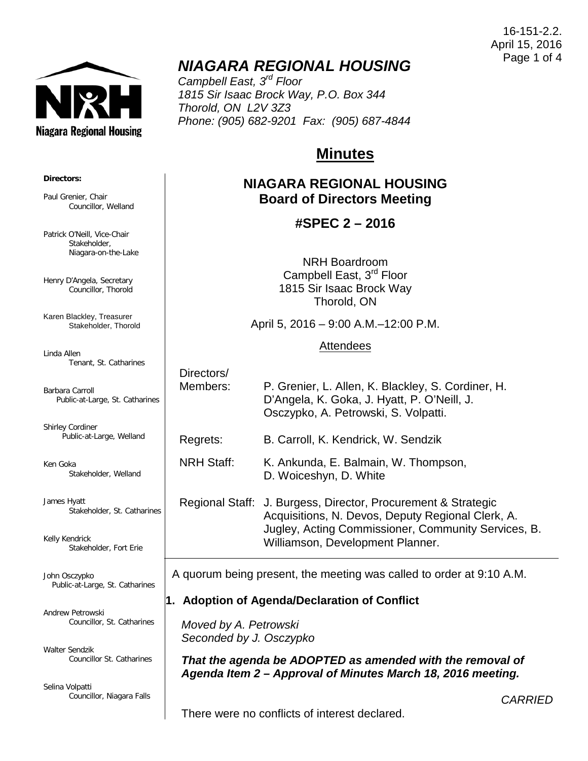16-151-2.2.
April 15, 2016

# *NIAGARA REGIONAL HOUSING*

*Campbell East, 3rd Floor*
*1815 Sir Isaac Brock Way, P.O. Box 344*
*Thorold, ON L2V 3Z3*
*Phone: (905) 682-9201 Fax: (905) 687-4844*

**Directors:**

Paul Grenier, Chair
Councillor, Welland

Patrick O'Neill, Vice-Chair
Stakeholder, Niagara-on-the-Lake

Henry D'Angela, Secretary
Councillor, Thorold

Karen Blackley, Treasurer
Stakeholder, Thorold

Linda Allen
Tenant, St. Catharines

Barbara Carroll
Public-at-Large, St. Catharines

Shirley Cordiner
Public-at-Large, Welland

Ken Goka
Stakeholder, Welland

James Hyatt
Stakeholder, St. Catharines

Kelly Kendrick
Stakeholder, Fort Erie

John Osczypko
Public-at-Large, St. Catharines

Andrew Petrowski
Councillor, St. Catharines

Walter Sendzik
Councillor St. Catharines

Selina Volpatti
Councillor, Niagara Falls

## Minutes

### NIAGARA REGIONAL HOUSING Board of Directors Meeting

### #SPEC 2 – 2016

NRH Boardroom
Campbell East, 3rd Floor
1815 Sir Isaac Brock Way
Thorold, ON

April 5, 2016 – 9:00 A.M.–12:00 P.M.

Attendees

| | |
|---|---|
| Directors/ Members: | P. Grenier, L. Allen, K. Blackley, S. Cordiner, H. D'Angela, K. Goka, J. Hyatt, P. O'Neill, J. Osczypko, A. Petrowski, S. Volpatti. |
| Regrets: | B. Carroll, K. Kendrick, W. Sendzik |
| NRH Staff: | K. Ankunda, E. Balmain, W. Thompson, D. Woiceshyn, D. White |
| Regional Staff: | J. Burgess, Director, Procurement & Strategic Acquisitions, N. Devos, Deputy Regional Clerk, A. Jugley, Acting Commissioner, Community Services, B. Williamson, Development Planner. |

A quorum being present, the meeting was called to order at 9:10 A.M.

### 1. Adoption of Agenda/Declaration of Conflict

*Moved by A. Petrowski*
*Seconded by J. Osczypko*

***That the agenda be ADOPTED as amended with the removal of Agenda Item 2 – Approval of Minutes March 18, 2016 meeting.***

*CARRIED*

There were no conflicts of interest declared.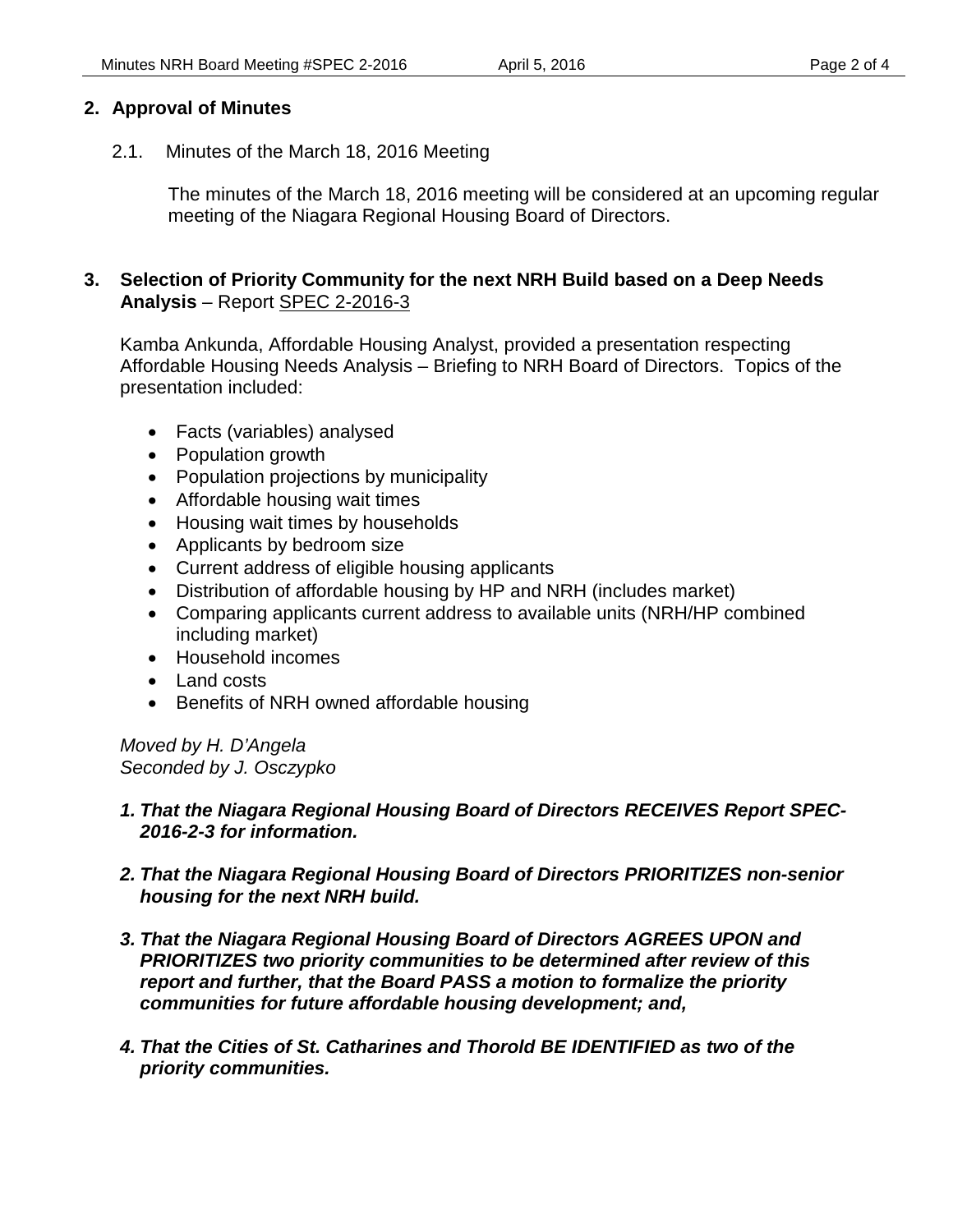## 2. Approval of Minutes

2.1. Minutes of the March 18, 2016 Meeting

The minutes of the March 18, 2016 meeting will be considered at an upcoming regular meeting of the Niagara Regional Housing Board of Directors.

## 3. Selection of Priority Community for the next NRH Build based on a Deep Needs Analysis – Report SPEC 2-2016-3

Kamba Ankunda, Affordable Housing Analyst, provided a presentation respecting Affordable Housing Needs Analysis – Briefing to NRH Board of Directors. Topics of the presentation included:

- Facts (variables) analysed
- Population growth
- Population projections by municipality
- Affordable housing wait times
- Housing wait times by households
- Applicants by bedroom size
- Current address of eligible housing applicants
- Distribution of affordable housing by HP and NRH (includes market)
- Comparing applicants current address to available units (NRH/HP combined including market)
- Household incomes
- Land costs
- Benefits of NRH owned affordable housing

*Moved by H. D'Angela*
*Seconded by J. Osczypko*

1. ***That the Niagara Regional Housing Board of Directors RECEIVES Report SPEC-2016-2-3 for information.***

2. ***That the Niagara Regional Housing Board of Directors PRIORITIZES non-senior housing for the next NRH build.***

3. ***That the Niagara Regional Housing Board of Directors AGREES UPON and PRIORITIZES two priority communities to be determined after review of this report and further, that the Board PASS a motion to formalize the priority communities for future affordable housing development; and,***

4. ***That the Cities of St. Catharines and Thorold BE IDENTIFIED as two of the priority communities.***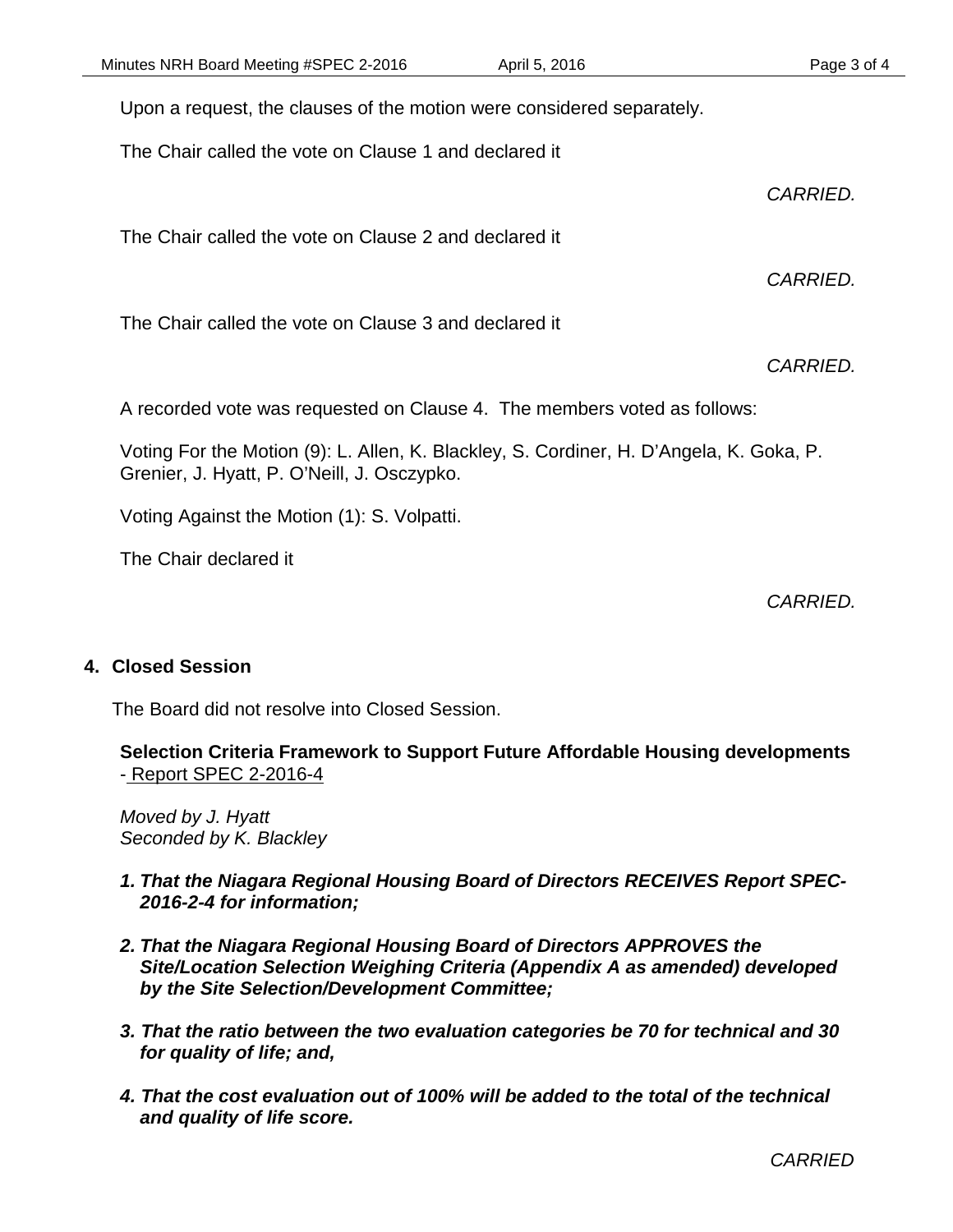Upon a request, the clauses of the motion were considered separately.

The Chair called the vote on Clause 1 and declared it

*CARRIED.*

The Chair called the vote on Clause 2 and declared it

*CARRIED.*

The Chair called the vote on Clause 3 and declared it

*CARRIED.*

A recorded vote was requested on Clause 4. The members voted as follows:

Voting For the Motion (9): L. Allen, K. Blackley, S. Cordiner, H. D'Angela, K. Goka, P. Grenier, J. Hyatt, P. O'Neill, J. Osczypko.

Voting Against the Motion (1): S. Volpatti.

The Chair declared it

*CARRIED.*

## 4. Closed Session

The Board did not resolve into Closed Session.

**Selection Criteria Framework to Support Future Affordable Housing developments** - Report SPEC 2-2016-4

*Moved by J. Hyatt*
*Seconded by K. Blackley*

1. ***That the Niagara Regional Housing Board of Directors RECEIVES Report SPEC-2016-2-4 for information;***
2. ***That the Niagara Regional Housing Board of Directors APPROVES the Site/Location Selection Weighing Criteria (Appendix A as amended) developed by the Site Selection/Development Committee;***
3. ***That the ratio between the two evaluation categories be 70 for technical and 30 for quality of life; and,***
4. ***That the cost evaluation out of 100% will be added to the total of the technical and quality of life score.***

*CARRIED*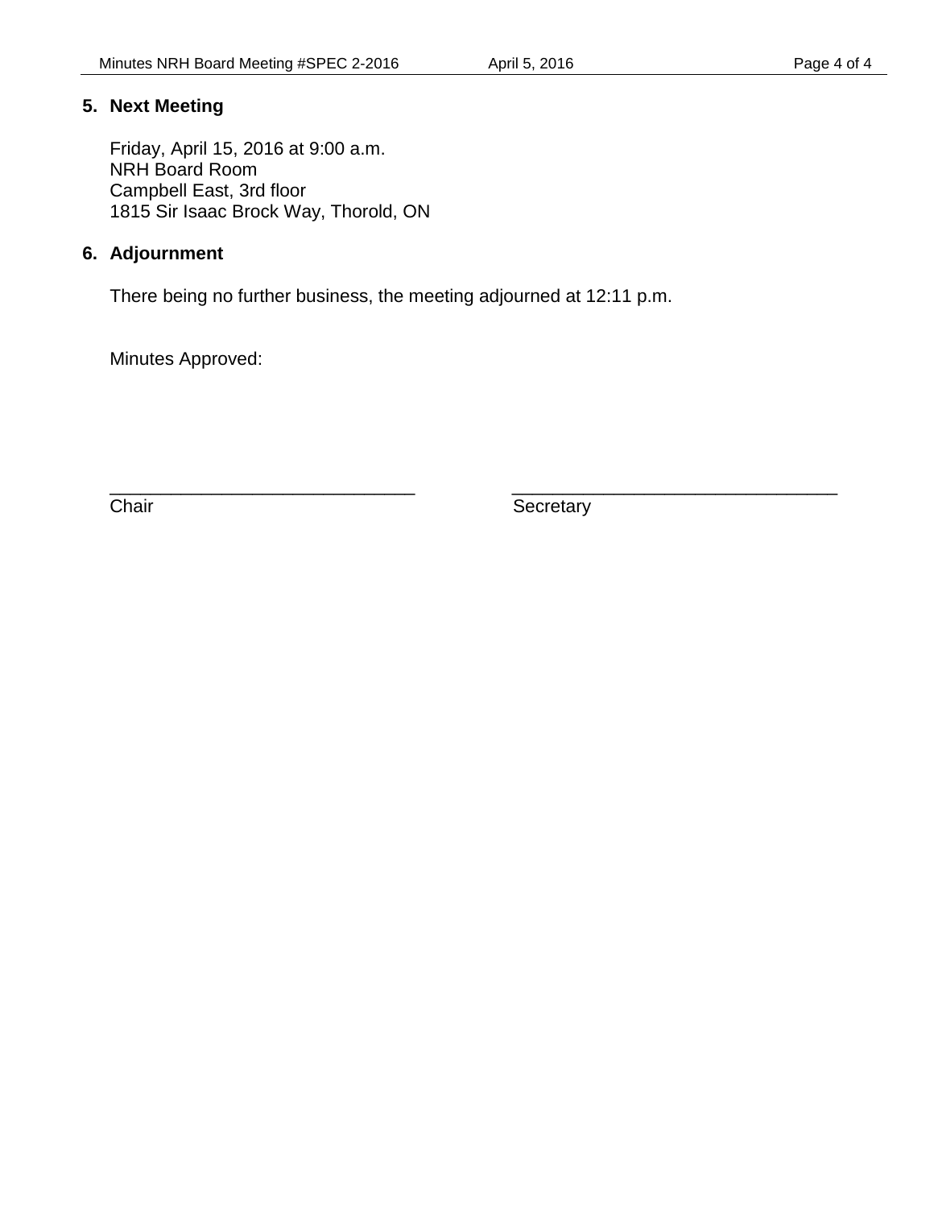## 5. Next Meeting

Friday, April 15, 2016 at 9:00 a.m.
NRH Board Room
Campbell East, 3rd floor
1815 Sir Isaac Brock Way, Thorold, ON

## 6. Adjournment

There being no further business, the meeting adjourned at 12:11 p.m.

Minutes Approved:

______________________________ ________________________________
Chair Secretary